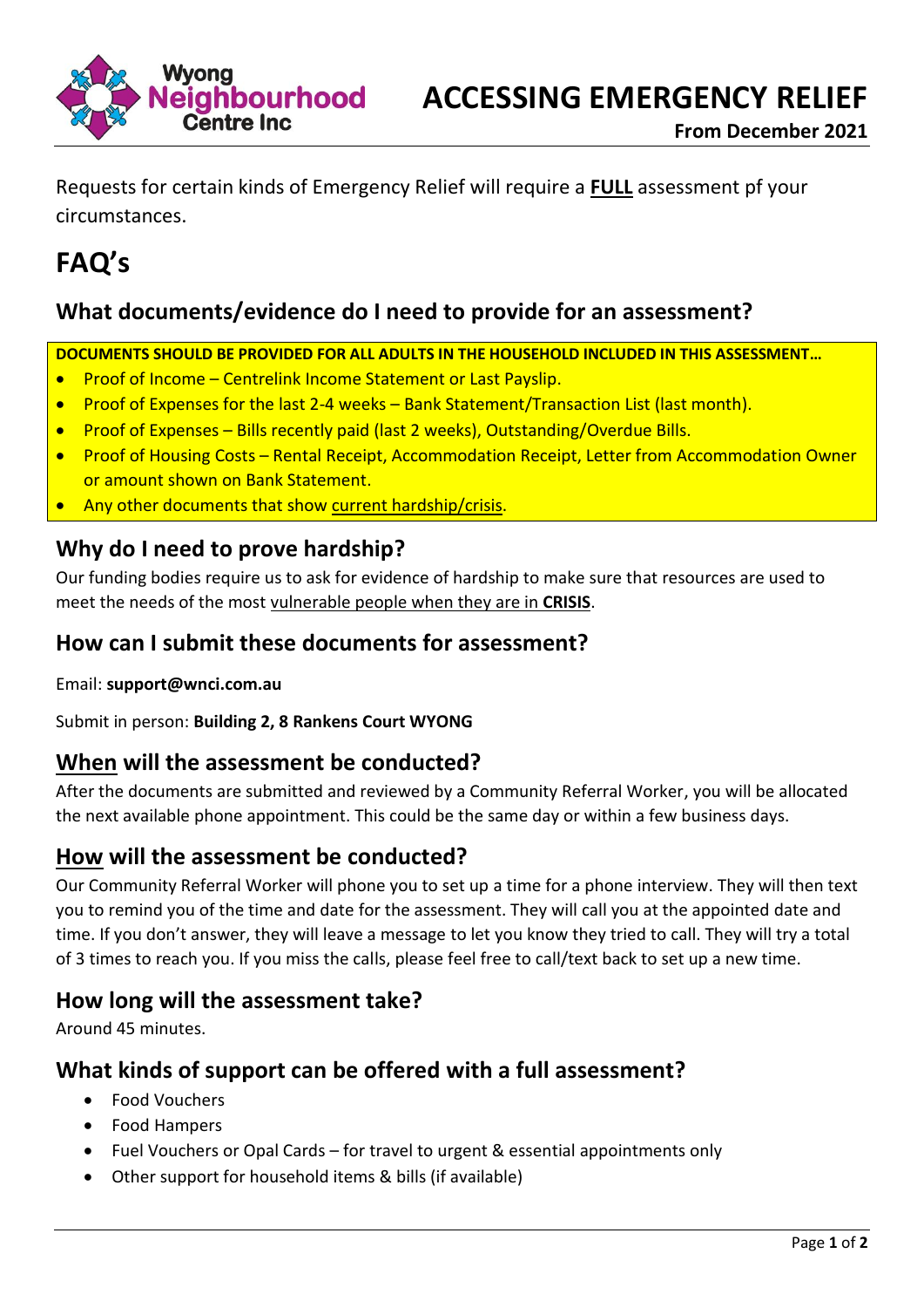Wyong **Neighbourhood** Centre Inc

# ACCESSING EMERGENCY RELIEF

**From December 2021**

Requests for certain kinds of Emergency Relief will require a **FULL** assessment pf your circumstances.

# FAQ's

## What documents/evidence do I need to provide for an assessment?

**DOCUMENTS SHOULD BE PROVIDED FOR ALL ADULTS IN THE HOUSEHOLD INCLUDED IN THIS ASSESSMENT…**

- Proof of Income – Centrelink Income Statement or Last Payslip.
- Proof of Expenses for the last 2-4 weeks – Bank Statement/Transaction List (last month).
- Proof of Expenses – Bills recently paid (last 2 weeks), Outstanding/Overdue Bills.
- Proof of Housing Costs – Rental Receipt, Accommodation Receipt, Letter from Accommodation Owner or amount shown on Bank Statement.
- Any other documents that show current hardship/crisis.

## Why do I need to prove hardship?

Our funding bodies require us to ask for evidence of hardship to make sure that resources are used to meet the needs of the most vulnerable people when they are in **CRISIS**.

## How can I submit these documents for assessment?

Email: **support@wnci.com.au**

Submit in person: **Building 2, 8 Rankens Court WYONG**

## When will the assessment be conducted?

After the documents are submitted and reviewed by a Community Referral Worker, you will be allocated the next available phone appointment. This could be the same day or within a few business days.

## How will the assessment be conducted?

Our Community Referral Worker will phone you to set up a time for a phone interview. They will then text you to remind you of the time and date for the assessment. They will call you at the appointed date and time. If you don't answer, they will leave a message to let you know they tried to call. They will try a total of 3 times to reach you. If you miss the calls, please feel free to call/text back to set up a new time.

## How long will the assessment take?

Around 45 minutes.

## What kinds of support can be offered with a full assessment?

- Food Vouchers
- Food Hampers
- Fuel Vouchers or Opal Cards – for travel to urgent & essential appointments only
- Other support for household items & bills (if available)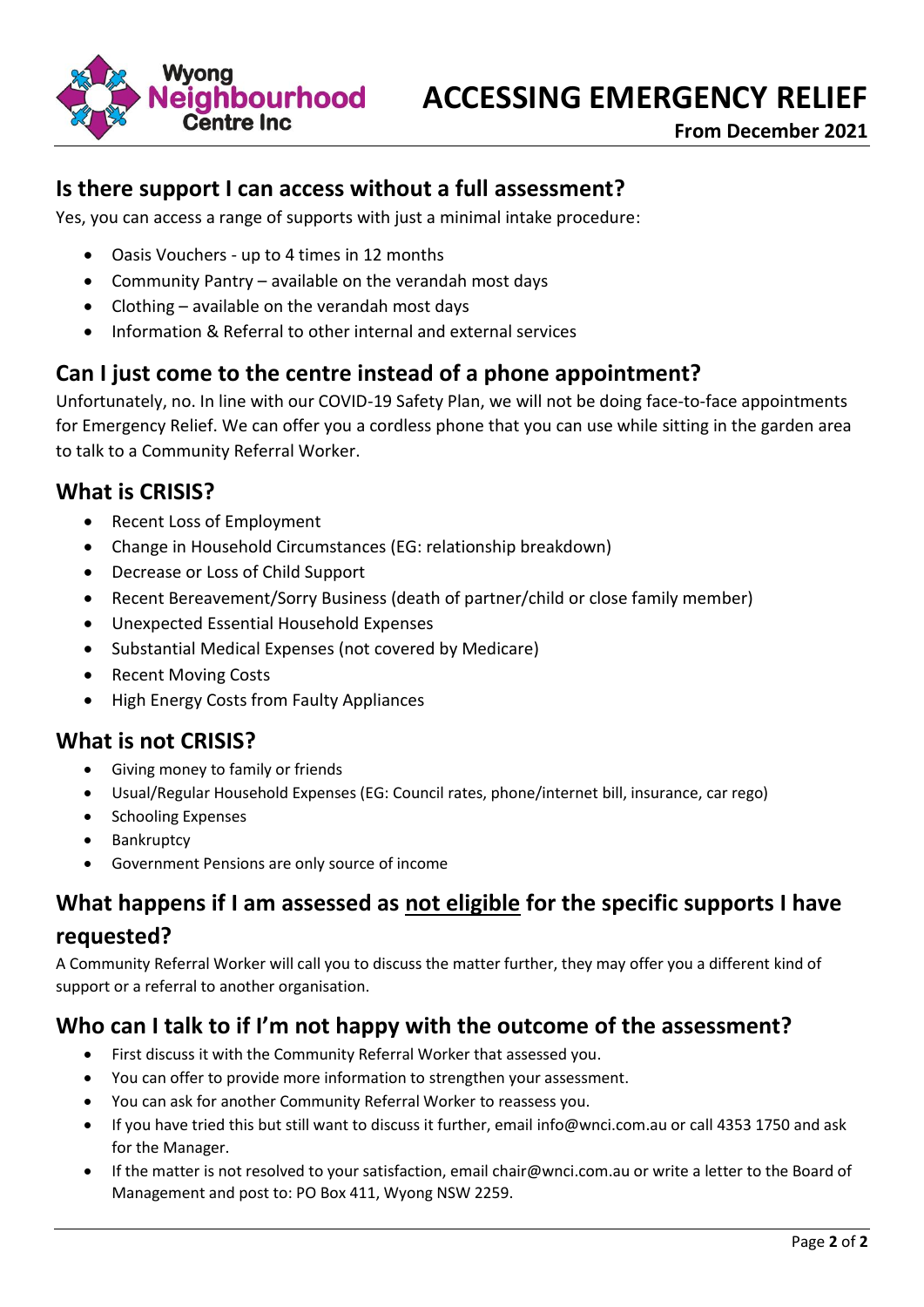Wyong Neighbourhood Centre Inc

# ACCESSING EMERGENCY RELIEF

**From December 2021**

## Is there support I can access without a full assessment?

Yes, you can access a range of supports with just a minimal intake procedure:

- Oasis Vouchers - up to 4 times in 12 months
- Community Pantry – available on the verandah most days
- Clothing – available on the verandah most days
- Information & Referral to other internal and external services

## Can I just come to the centre instead of a phone appointment?

Unfortunately, no. In line with our COVID-19 Safety Plan, we will not be doing face-to-face appointments for Emergency Relief. We can offer you a cordless phone that you can use while sitting in the garden area to talk to a Community Referral Worker.

## What is CRISIS?

- Recent Loss of Employment
- Change in Household Circumstances (EG: relationship breakdown)
- Decrease or Loss of Child Support
- Recent Bereavement/Sorry Business (death of partner/child or close family member)
- Unexpected Essential Household Expenses
- Substantial Medical Expenses (not covered by Medicare)
- Recent Moving Costs
- High Energy Costs from Faulty Appliances

## What is not CRISIS?

- Giving money to family or friends
- Usual/Regular Household Expenses (EG: Council rates, phone/internet bill, insurance, car rego)
- Schooling Expenses
- Bankruptcy
- Government Pensions are only source of income

## What happens if I am assessed as <u>not eligible</u> for the specific supports I have requested?

A Community Referral Worker will call you to discuss the matter further, they may offer you a different kind of support or a referral to another organisation.

## Who can I talk to if I'm not happy with the outcome of the assessment?

- First discuss it with the Community Referral Worker that assessed you.
- You can offer to provide more information to strengthen your assessment.
- You can ask for another Community Referral Worker to reassess you.
- If you have tried this but still want to discuss it further, email info@wnci.com.au or call 4353 1750 and ask for the Manager.
- If the matter is not resolved to your satisfaction, email chair@wnci.com.au or write a letter to the Board of Management and post to: PO Box 411, Wyong NSW 2259.